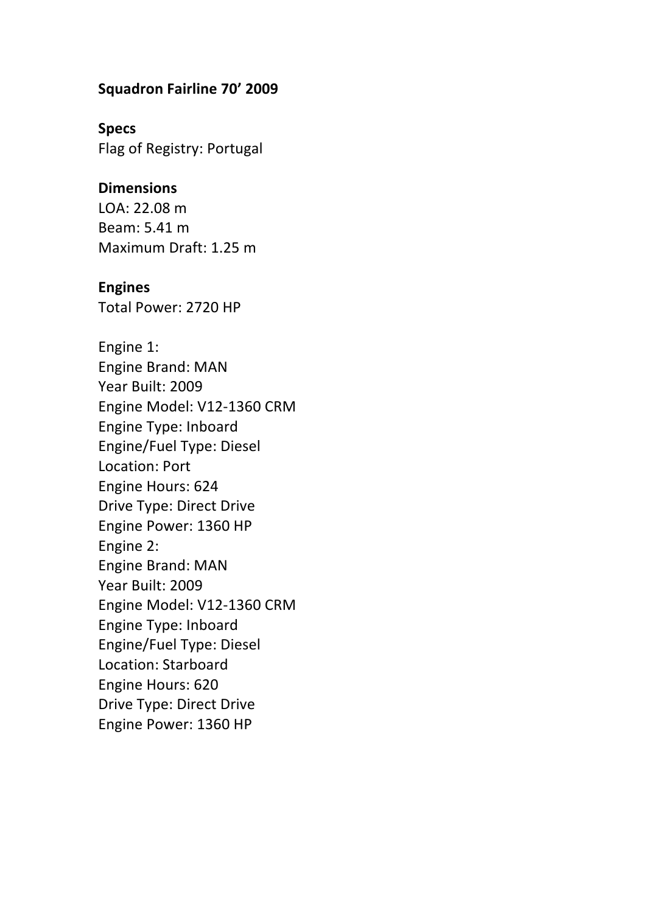**Squadron Fairline 70' 2009**

**Specs**
Flag of Registry: Portugal

**Dimensions**
LOA: 22.08 m
Beam: 5.41 m
Maximum Draft: 1.25 m

**Engines**
Total Power: 2720 HP

Engine 1:
Engine Brand: MAN
Year Built: 2009
Engine Model: V12-1360 CRM
Engine Type: Inboard
Engine/Fuel Type: Diesel
Location: Port
Engine Hours: 624
Drive Type: Direct Drive
Engine Power: 1360 HP
Engine 2:
Engine Brand: MAN
Year Built: 2009
Engine Model: V12-1360 CRM
Engine Type: Inboard
Engine/Fuel Type: Diesel
Location: Starboard
Engine Hours: 620
Drive Type: Direct Drive
Engine Power: 1360 HP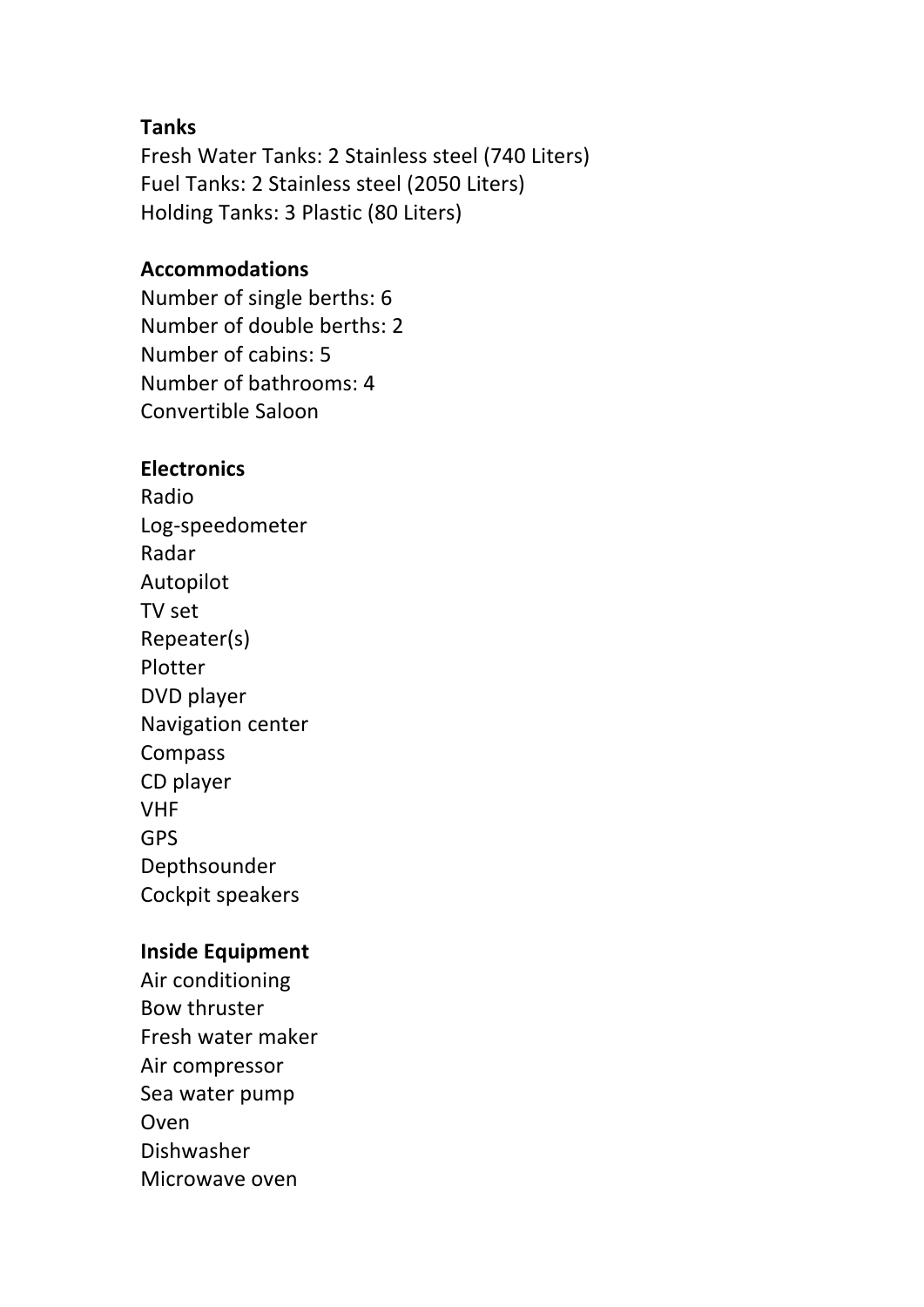**Tanks**

Fresh Water Tanks: 2 Stainless steel (740 Liters)
Fuel Tanks: 2 Stainless steel (2050 Liters)
Holding Tanks: 3 Plastic (80 Liters)

**Accommodations**

Number of single berths: 6
Number of double berths: 2
Number of cabins: 5
Number of bathrooms: 4
Convertible Saloon

**Electronics**

Radio
Log-speedometer
Radar
Autopilot
TV set
Repeater(s)
Plotter
DVD player
Navigation center
Compass
CD player
VHF
GPS
Depthsounder
Cockpit speakers

**Inside Equipment**

Air conditioning
Bow thruster
Fresh water maker
Air compressor
Sea water pump
Oven
Dishwasher
Microwave oven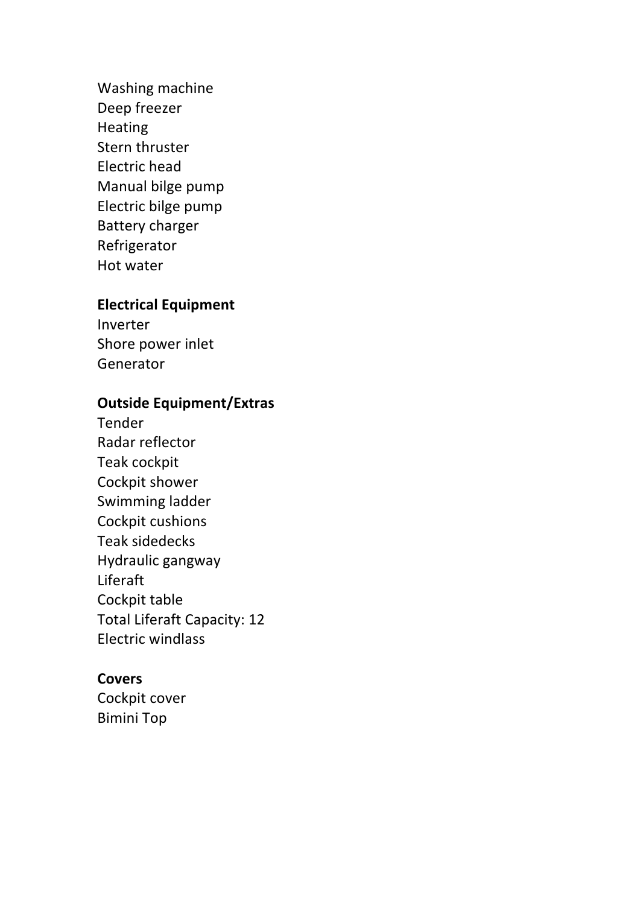Washing machine
Deep freezer
Heating
Stern thruster
Electric head
Manual bilge pump
Electric bilge pump
Battery charger
Refrigerator
Hot water

**Electrical Equipment**
Inverter
Shore power inlet
Generator

**Outside Equipment/Extras**
Tender
Radar reflector
Teak cockpit
Cockpit shower
Swimming ladder
Cockpit cushions
Teak sidedecks
Hydraulic gangway
Liferaft
Cockpit table
Total Liferaft Capacity: 12
Electric windlass

**Covers**
Cockpit cover
Bimini Top